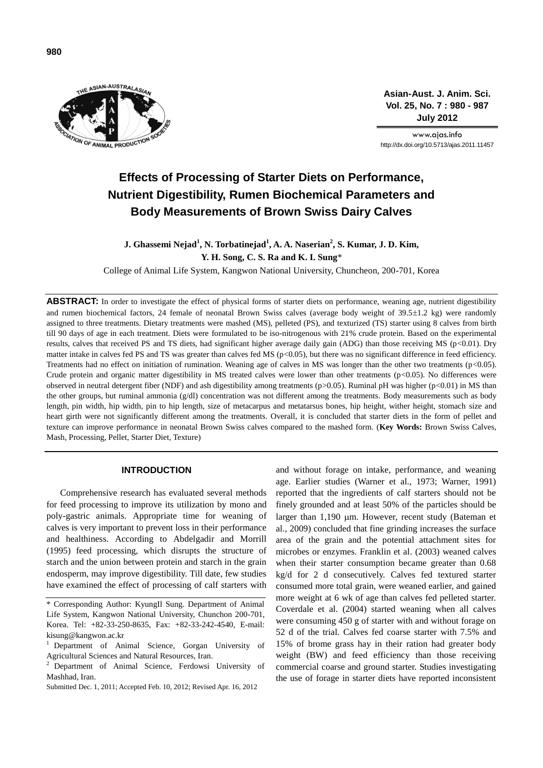# Effects of Processing of Starter Diets on Performance, Nutrient Digestibility, Rumen Biochemical Parameters and Body Measurements of Brown Swiss Dairy Calves

**J. Ghassemi Nejad[1], N. Torbatinejad[1], A. A. Naserian[2], S. Kumar, J. D. Kim, Y. H. Song, C. S. Ra and K. I. Sung***

College of Animal Life System, Kangwon National University, Chuncheon, 200-701, Korea

**ABSTRACT:** In order to investigate the effect of physical forms of starter diets on performance, weaning age, nutrient digestibility and rumen biochemical factors, 24 female of neonatal Brown Swiss calves (average body weight of 39.5±1.2 kg) were randomly assigned to three treatments. Dietary treatments were mashed (MS), pelleted (PS), and texturized (TS) starter using 8 calves from birth till 90 days of age in each treatment. Diets were formulated to be iso-nitrogenous with 21% crude protein. Based on the experimental results, calves that received PS and TS diets, had significant higher average daily gain (ADG) than those receiving MS ($p<0.01$). Dry matter intake in calves fed PS and TS was greater than calves fed MS ($p<0.05$), but there was no significant difference in feed efficiency. Treatments had no effect on initiation of rumination. Weaning age of calves in MS was longer than the other two treatments ($p<0.05$). Crude protein and organic matter digestibility in MS treated calves were lower than other treatments ($p<0.05$). No differences were observed in neutral detergent fiber (NDF) and ash digestibility among treatments ($p>0.05$). Ruminal pH was higher ($p<0.01$) in MS than the other groups, but ruminal ammonia (g/dl) concentration was not different among the treatments. Body measurements such as body length, pin width, hip width, pin to hip length, size of metacarpus and metatarsus bones, hip height, wither height, stomach size and heart girth were not significantly different among the treatments. Overall, it is concluded that starter diets in the form of pellet and texture can improve performance in neonatal Brown Swiss calves compared to the mashed form. (**Key Words:** Brown Swiss Calves, Mash, Processing, Pellet, Starter Diet, Texture)

## INTRODUCTION

Comprehensive research has evaluated several methods for feed processing to improve its utilization by mono and poly-gastric animals. Appropriate time for weaning of calves is very important to prevent loss in their performance and healthiness. According to Abdelgadir and Morrill (1995) feed processing, which disrupts the structure of starch and the union between protein and starch in the grain endosperm, may improve digestibility. Till date, few studies have examined the effect of processing of calf starters with and without forage on intake, performance, and weaning age. Earlier studies (Warner et al., 1973; Warner, 1991) reported that the ingredients of calf starters should not be finely grounded and at least 50% of the particles should be larger than 1,190 μm. However, recent study (Bateman et al., 2009) concluded that fine grinding increases the surface area of the grain and the potential attachment sites for microbes or enzymes. Franklin et al. (2003) weaned calves when their starter consumption became greater than 0.68 kg/d for 2 d consecutively. Calves fed textured starter consumed more total grain, were weaned earlier, and gained more weight at 6 wk of age than calves fed pelleted starter. Coverdale et al. (2004) started weaning when all calves were consuming 450 g of starter with and without forage on 52 d of the trial. Calves fed coarse starter with 7.5% and 15% of brome grass hay in their ration had greater body weight (BW) and feed efficiency than those receiving commercial coarse and ground starter. Studies investigating the use of forage in starter diets have reported inconsistent

\* Corresponding Author: KyungIl Sung. Department of Animal Life System, Kangwon National University, Chunchon 200-701, Korea. Tel: +82-33-250-8635, Fax: +82-33-242-4540, E-mail: kisung@kangwon.ac.kr

[1] Department of Animal Science, Gorgan University of Agricultural Sciences and Natural Resources, Iran.

[2] Department of Animal Science, Ferdowsi University of Mashhad, Iran.

Submitted Dec. 1, 2011; Accepted Feb. 10, 2012; Revised Apr. 16, 2012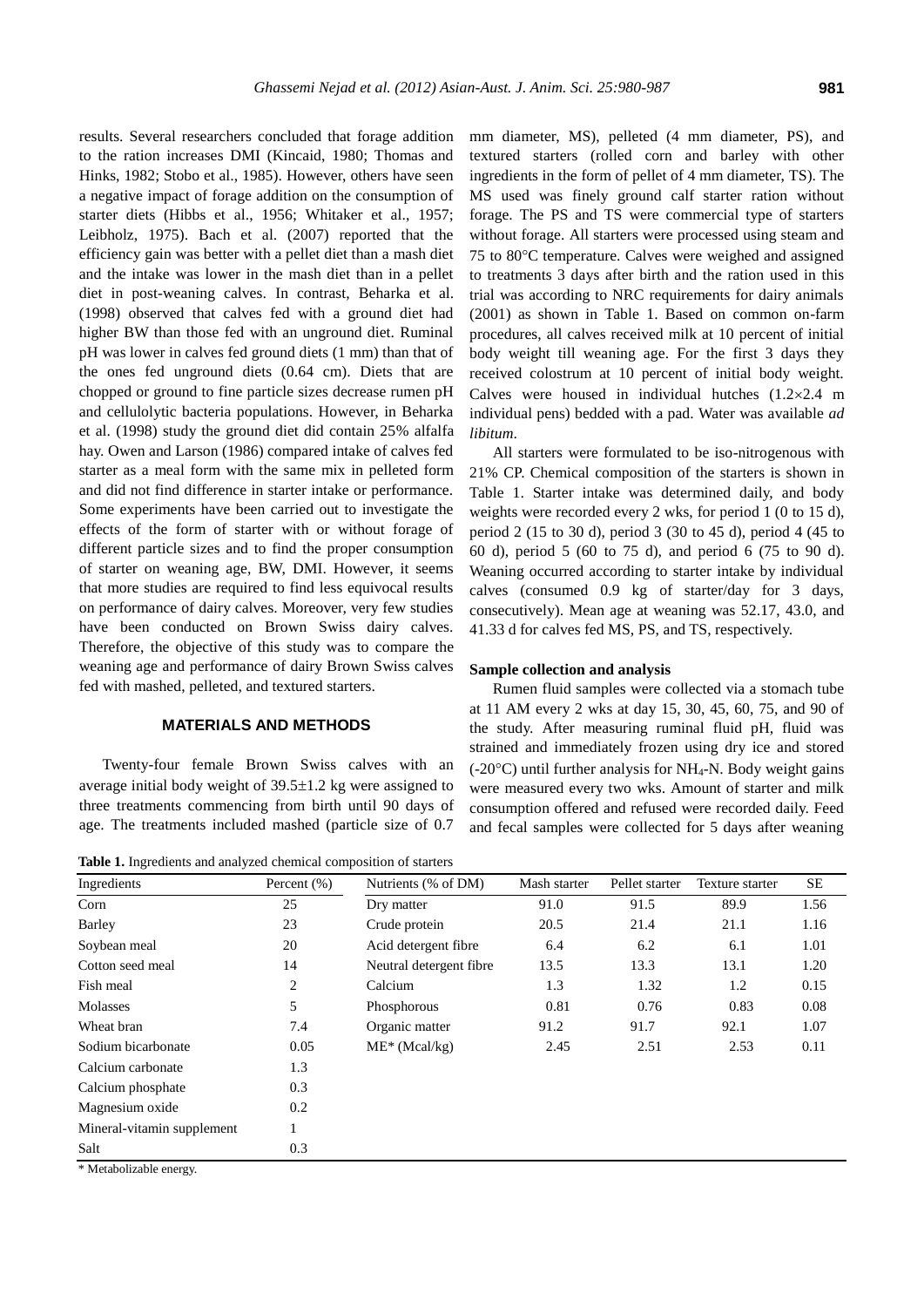results. Several researchers concluded that forage addition to the ration increases DMI (Kincaid, 1980; Thomas and Hinks, 1982; Stobo et al., 1985). However, others have seen a negative impact of forage addition on the consumption of starter diets (Hibbs et al., 1956; Whitaker et al., 1957; Leibholz, 1975). Bach et al. (2007) reported that the efficiency gain was better with a pellet diet than a mash diet and the intake was lower in the mash diet than in a pellet diet in post-weaning calves. In contrast, Beharka et al. (1998) observed that calves fed with a ground diet had higher BW than those fed with an unground diet. Ruminal pH was lower in calves fed ground diets (1 mm) than that of the ones fed unground diets (0.64 cm). Diets that are chopped or ground to fine particle sizes decrease rumen pH and cellulolytic bacteria populations. However, in Beharka et al. (1998) study the ground diet did contain 25% alfalfa hay. Owen and Larson (1986) compared intake of calves fed starter as a meal form with the same mix in pelleted form and did not find difference in starter intake or performance. Some experiments have been carried out to investigate the effects of the form of starter with or without forage of different particle sizes and to find the proper consumption of starter on weaning age, BW, DMI. However, it seems that more studies are required to find less equivocal results on performance of dairy calves. Moreover, very few studies have been conducted on Brown Swiss dairy calves. Therefore, the objective of this study was to compare the weaning age and performance of dairy Brown Swiss calves fed with mashed, pelleted, and textured starters.

## MATERIALS AND METHODS

Twenty-four female Brown Swiss calves with an average initial body weight of 39.5±1.2 kg were assigned to three treatments commencing from birth until 90 days of age. The treatments included mashed (particle size of 0.7 mm diameter, MS), pelleted (4 mm diameter, PS), and textured starters (rolled corn and barley with other ingredients in the form of pellet of 4 mm diameter, TS). The MS used was finely ground calf starter ration without forage. The PS and TS were commercial type of starters without forage. All starters were processed using steam and 75 to 80°C temperature. Calves were weighed and assigned to treatments 3 days after birth and the ration used in this trial was according to NRC requirements for dairy animals (2001) as shown in Table 1. Based on common on-farm procedures, all calves received milk at 10 percent of initial body weight till weaning age. For the first 3 days they received colostrum at 10 percent of initial body weight. Calves were housed in individual hutches (1.2×2.4 m individual pens) bedded with a pad. Water was available *ad libitum*.

All starters were formulated to be iso-nitrogenous with 21% CP. Chemical composition of the starters is shown in Table 1. Starter intake was determined daily, and body weights were recorded every 2 wks, for period 1 (0 to 15 d), period 2 (15 to 30 d), period 3 (30 to 45 d), period 4 (45 to 60 d), period 5 (60 to 75 d), and period 6 (75 to 90 d). Weaning occurred according to starter intake by individual calves (consumed 0.9 kg of starter/day for 3 days, consecutively). Mean age at weaning was 52.17, 43.0, and 41.33 d for calves fed MS, PS, and TS, respectively.

### Sample collection and analysis

Rumen fluid samples were collected via a stomach tube at 11 AM every 2 wks at day 15, 30, 45, 60, 75, and 90 of the study. After measuring ruminal fluid pH, fluid was strained and immediately frozen using dry ice and stored (-20°C) until further analysis for $NH_4$-N. Body weight gains were measured every two wks. Amount of starter and milk consumption offered and refused were recorded daily. Feed and fecal samples were collected for 5 days after weaning

**Table 1.** Ingredients and analyzed chemical composition of starters

| Ingredients | Percent (%) | Nutrients (% of DM) | Mash starter | Pellet starter | Texture starter | SE |
|---|---|---|---|---|---|---|
| Corn | 25 | Dry matter | 91.0 | 91.5 | 89.9 | 1.56 |
| Barley | 23 | Crude protein | 20.5 | 21.4 | 21.1 | 1.16 |
| Soybean meal | 20 | Acid detergent fibre | 6.4 | 6.2 | 6.1 | 1.01 |
| Cotton seed meal | 14 | Neutral detergent fibre | 13.5 | 13.3 | 13.1 | 1.20 |
| Fish meal | 2 | Calcium | 1.3 | 1.32 | 1.2 | 0.15 |
| Molasses | 5 | Phosphorous | 0.81 | 0.76 | 0.83 | 0.08 |
| Wheat bran | 7.4 | Organic matter | 91.2 | 91.7 | 92.1 | 1.07 |
| Sodium bicarbonate | 0.05 | ME* (Mcal/kg) | 2.45 | 2.51 | 2.53 | 0.11 |
| Calcium carbonate | 1.3 | | | | | |
| Calcium phosphate | 0.3 | | | | | |
| Magnesium oxide | 0.2 | | | | | |
| Mineral-vitamin supplement | 1 | | | | | |
| Salt | 0.3 | | | | | |

\* Metabolizable energy.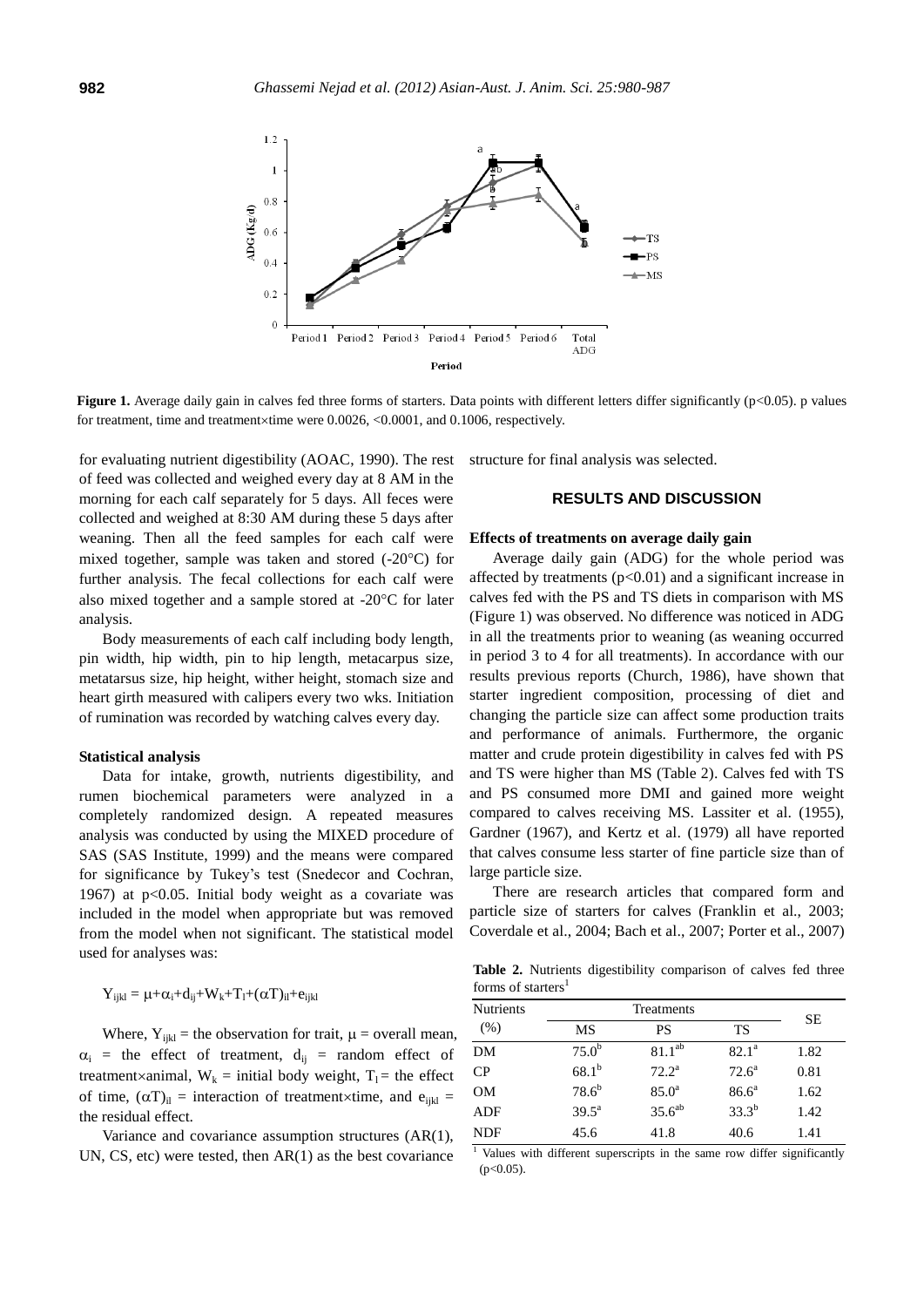**Figure 1.** Average daily gain in calves fed three forms of starters. Data points with different letters differ significantly (p<0.05). p values for treatment, time and treatment×time were 0.0026, <0.0001, and 0.1006, respectively.

for evaluating nutrient digestibility (AOAC, 1990). The rest of feed was collected and weighed every day at 8 AM in the morning for each calf separately for 5 days. All feces were collected and weighed at 8:30 AM during these 5 days after weaning. Then all the feed samples for each calf were mixed together, sample was taken and stored (-20°C) for further analysis. The fecal collections for each calf were also mixed together and a sample stored at -20°C for later analysis.

Body measurements of each calf including body length, pin width, hip width, pin to hip length, metacarpus size, metatarsus size, hip height, wither height, stomach size and heart girth measured with calipers every two wks. Initiation of rumination was recorded by watching calves every day.

#### Statistical analysis

Data for intake, growth, nutrients digestibility, and rumen biochemical parameters were analyzed in a completely randomized design. A repeated measures analysis was conducted by using the MIXED procedure of SAS (SAS Institute, 1999) and the means were compared for significance by Tukey's test (Snedecor and Cochran, 1967) at p<0.05. Initial body weight as a covariate was included in the model when appropriate but was removed from the model when not significant. The statistical model used for analyses was:

$$Y_{ijkl} = \mu+\alpha_i+d_{ij}+W_k+T_l+(\alpha T)_{il}+e_{ijkl}$$

Where, $Y_{ijkl}$ = the observation for trait, $\mu$ = overall mean, $\alpha_i$ = the effect of treatment, $d_{ij}$ = random effect of treatment×animal, $W_k$ = initial body weight, $T_l$ = the effect of time, $(\alpha T)_{il}$ = interaction of treatment×time, and $e_{ijkl}$ = the residual effect.

Variance and covariance assumption structures (AR(1), UN, CS, etc) were tested, then AR(1) as the best covariance structure for final analysis was selected.

## RESULTS AND DISCUSSION

#### Effects of treatments on average daily gain

Average daily gain (ADG) for the whole period was affected by treatments (p<0.01) and a significant increase in calves fed with the PS and TS diets in comparison with MS (Figure 1) was observed. No difference was noticed in ADG in all the treatments prior to weaning (as weaning occurred in period 3 to 4 for all treatments). In accordance with our results previous reports (Church, 1986), have shown that starter ingredient composition, processing of diet and changing the particle size can affect some production traits and performance of animals. Furthermore, the organic matter and crude protein digestibility in calves fed with PS and TS were higher than MS (Table 2). Calves fed with TS and PS consumed more DMI and gained more weight compared to calves receiving MS. Lassiter et al. (1955), Gardner (1967), and Kertz et al. (1979) all have reported that calves consume less starter of fine particle size than of large particle size.

There are research articles that compared form and particle size of starters for calves (Franklin et al., 2003; Coverdale et al., 2004; Bach et al., 2007; Porter et al., 2007)

**Table 2.** Nutrients digestibility comparison of calves fed three forms of starters[1]

| Nutrients (%) | Treatments | | | SE |
|---|---|---|---|---|
| | MS | PS | TS | |
| DM | 75.0[b] | 81.1[ab] | 82.1[a] | 1.82 |
| CP | 68.1[b] | 72.2[a] | 72.6[a] | 0.81 |
| OM | 78.6[b] | 85.0[a] | 86.6[a] | 1.62 |
| ADF | 39.5[a] | 35.6[ab] | 33.3[b] | 1.42 |
| NDF | 45.6 | 41.8 | 40.6 | 1.41 |

[1] Values with different superscripts in the same row differ significantly (p<0.05).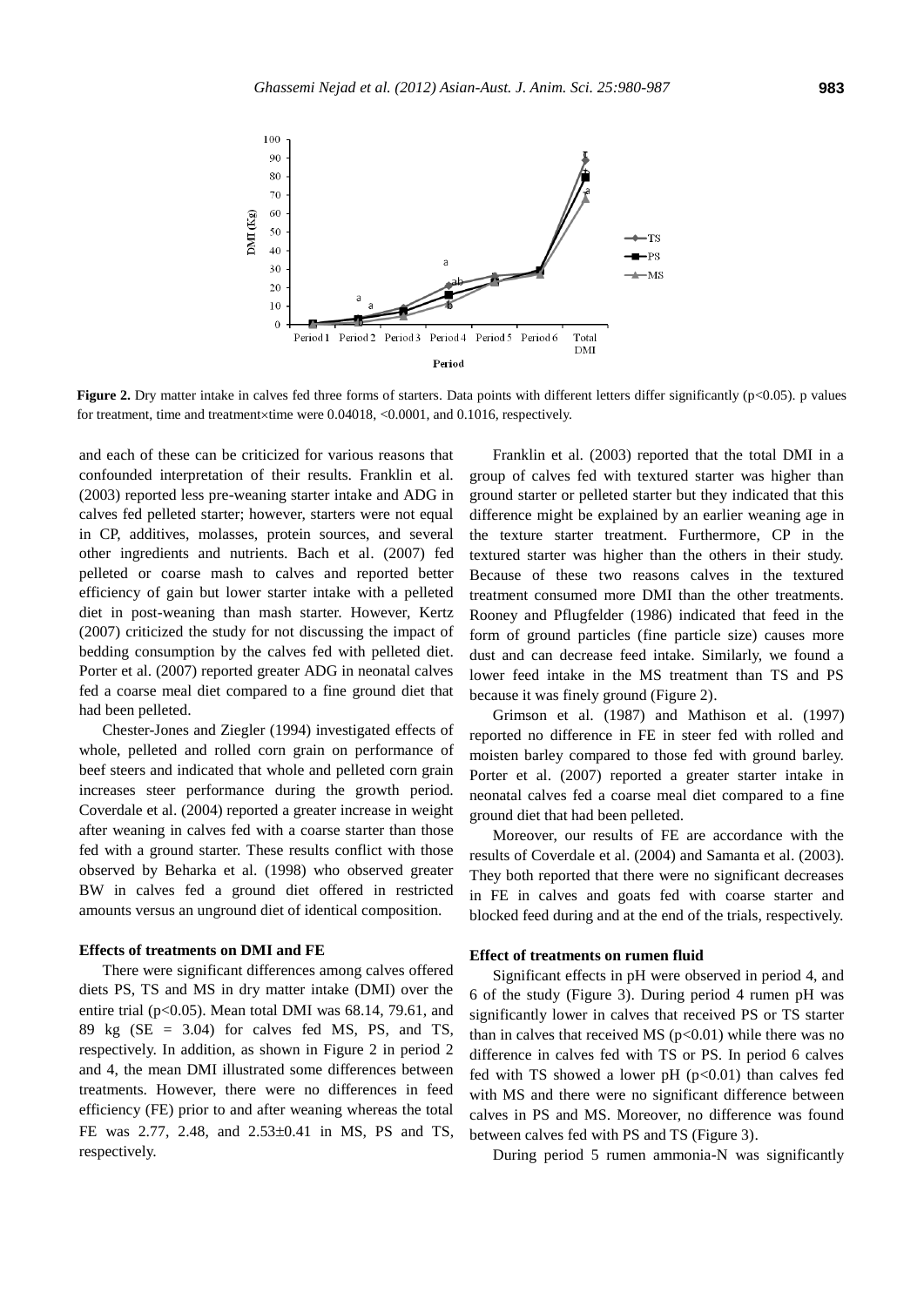**Figure 2.** Dry matter intake in calves fed three forms of starters. Data points with different letters differ significantly (p<0.05). p values for treatment, time and treatment×time were 0.04018, <0.0001, and 0.1016, respectively.

and each of these can be criticized for various reasons that confounded interpretation of their results. Franklin et al. (2003) reported less pre-weaning starter intake and ADG in calves fed pelleted starter; however, starters were not equal in CP, additives, molasses, protein sources, and several other ingredients and nutrients. Bach et al. (2007) fed pelleted or coarse mash to calves and reported better efficiency of gain but lower starter intake with a pelleted diet in post-weaning than mash starter. However, Kertz (2007) criticized the study for not discussing the impact of bedding consumption by the calves fed with pelleted diet. Porter et al. (2007) reported greater ADG in neonatal calves fed a coarse meal diet compared to a fine ground diet that had been pelleted.

Chester-Jones and Ziegler (1994) investigated effects of whole, pelleted and rolled corn grain on performance of beef steers and indicated that whole and pelleted corn grain increases steer performance during the growth period. Coverdale et al. (2004) reported a greater increase in weight after weaning in calves fed with a coarse starter than those fed with a ground starter. These results conflict with those observed by Beharka et al. (1998) who observed greater BW in calves fed a ground diet offered in restricted amounts versus an unground diet of identical composition.

### Effects of treatments on DMI and FE

There were significant differences among calves offered diets PS, TS and MS in dry matter intake (DMI) over the entire trial (p<0.05). Mean total DMI was 68.14, 79.61, and 89 kg (SE = 3.04) for calves fed MS, PS, and TS, respectively. In addition, as shown in Figure 2 in period 2 and 4, the mean DMI illustrated some differences between treatments. However, there were no differences in feed efficiency (FE) prior to and after weaning whereas the total FE was 2.77, 2.48, and 2.53±0.41 in MS, PS and TS, respectively.

Franklin et al. (2003) reported that the total DMI in a group of calves fed with textured starter was higher than ground starter or pelleted starter but they indicated that this difference might be explained by an earlier weaning age in the texture starter treatment. Furthermore, CP in the textured starter was higher than the others in their study. Because of these two reasons calves in the textured treatment consumed more DMI than the other treatments. Rooney and Pflugfelder (1986) indicated that feed in the form of ground particles (fine particle size) causes more dust and can decrease feed intake. Similarly, we found a lower feed intake in the MS treatment than TS and PS because it was finely ground (Figure 2).

Grimson et al. (1987) and Mathison et al. (1997) reported no difference in FE in steer fed with rolled and moisten barley compared to those fed with ground barley. Porter et al. (2007) reported a greater starter intake in neonatal calves fed a coarse meal diet compared to a fine ground diet that had been pelleted.

Moreover, our results of FE are accordance with the results of Coverdale et al. (2004) and Samanta et al. (2003). They both reported that there were no significant decreases in FE in calves and goats fed with coarse starter and blocked feed during and at the end of the trials, respectively.

### Effect of treatments on rumen fluid

Significant effects in pH were observed in period 4, and 6 of the study (Figure 3). During period 4 rumen pH was significantly lower in calves that received PS or TS starter than in calves that received MS (p<0.01) while there was no difference in calves fed with TS or PS. In period 6 calves fed with TS showed a lower pH (p<0.01) than calves fed with MS and there were no significant difference between calves in PS and MS. Moreover, no difference was found between calves fed with PS and TS (Figure 3).

During period 5 rumen ammonia-N was significantly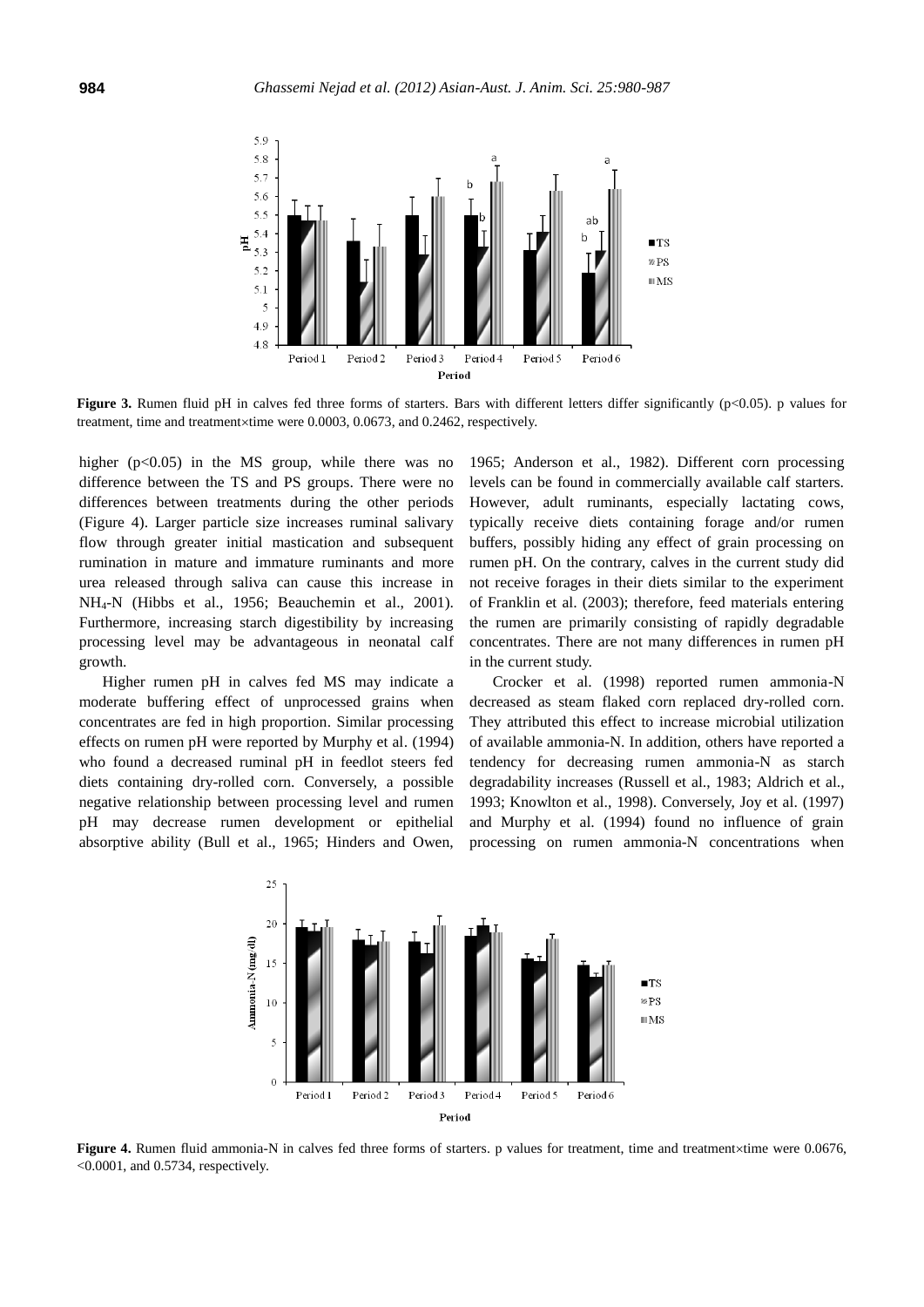Figure 3. Rumen fluid pH in calves fed three forms of starters. Bars with different letters differ significantly ($p<0.05$). p values for treatment, time and treatment×time were 0.0003, 0.0673, and 0.2462, respectively.

higher ($p<0.05$) in the MS group, while there was no difference between the TS and PS groups. There were no differences between treatments during the other periods (Figure 4). Larger particle size increases ruminal salivary flow through greater initial mastication and subsequent rumination in mature and immature ruminants and more urea released through saliva can cause this increase in $NH_4$-N (Hibbs et al., 1956; Beauchemin et al., 2001). Furthermore, increasing starch digestibility by increasing processing level may be advantageous in neonatal calf growth.

Higher rumen pH in calves fed MS may indicate a moderate buffering effect of unprocessed grains when concentrates are fed in high proportion. Similar processing effects on rumen pH were reported by Murphy et al. (1994) who found a decreased ruminal pH in feedlot steers fed diets containing dry-rolled corn. Conversely, a possible negative relationship between processing level and rumen pH may decrease rumen development or epithelial absorptive ability (Bull et al., 1965; Hinders and Owen, 1965; Anderson et al., 1982). Different corn processing levels can be found in commercially available calf starters. However, adult ruminants, especially lactating cows, typically receive diets containing forage and/or rumen buffers, possibly hiding any effect of grain processing on rumen pH. On the contrary, calves in the current study did not receive forages in their diets similar to the experiment of Franklin et al. (2003); therefore, feed materials entering the rumen are primarily consisting of rapidly degradable concentrates. There are not many differences in rumen pH in the current study.

Crocker et al. (1998) reported rumen ammonia-N decreased as steam flaked corn replaced dry-rolled corn. They attributed this effect to increase microbial utilization of available ammonia-N. In addition, others have reported a tendency for decreasing rumen ammonia-N as starch degradability increases (Russell et al., 1983; Aldrich et al., 1993; Knowlton et al., 1998). Conversely, Joy et al. (1997) and Murphy et al. (1994) found no influence of grain processing on rumen ammonia-N concentrations when

Figure 4. Rumen fluid ammonia-N in calves fed three forms of starters. p values for treatment, time and treatment×time were 0.0676, <0.0001, and 0.5734, respectively.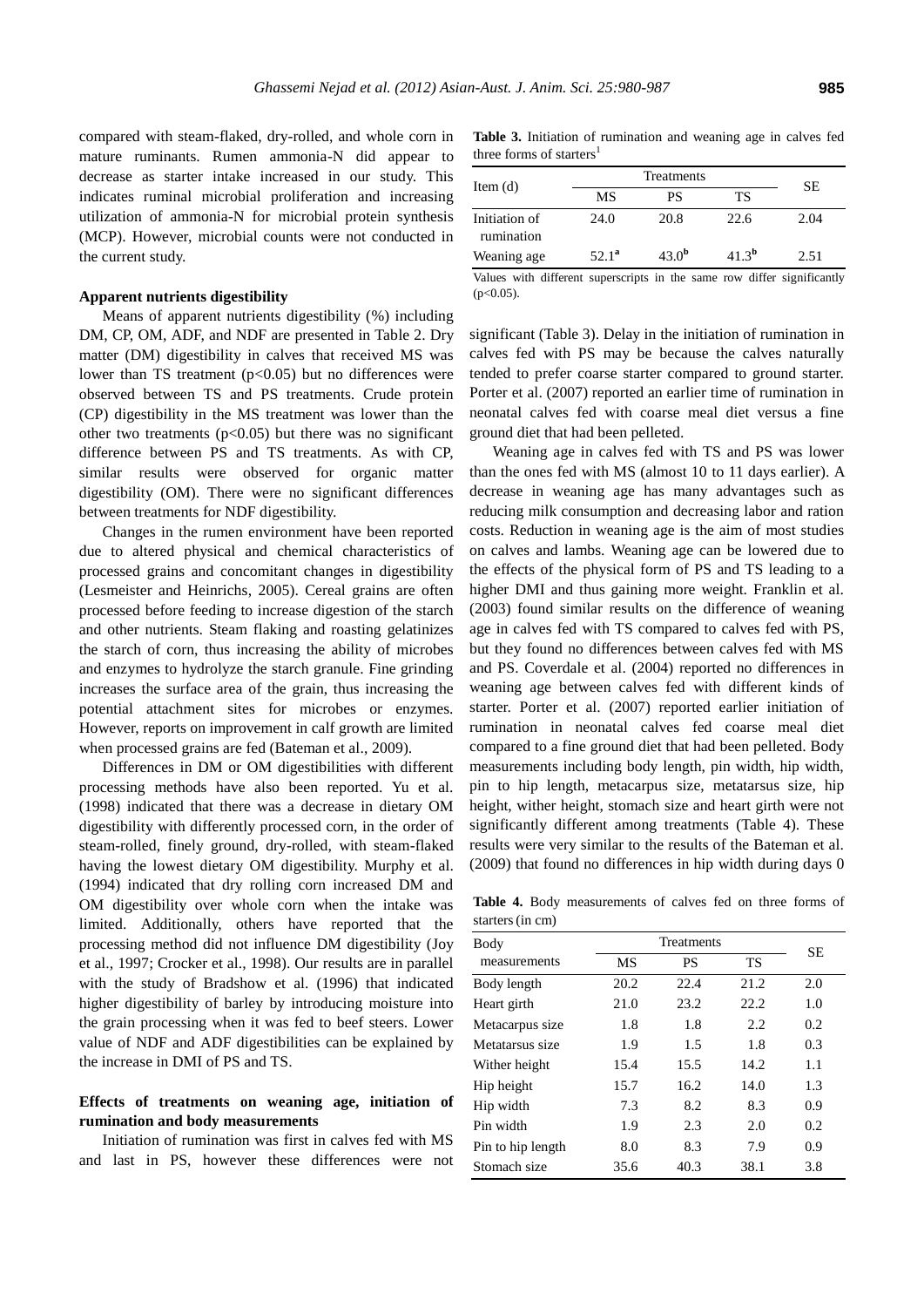compared with steam-flaked, dry-rolled, and whole corn in mature ruminants. Rumen ammonia-N did appear to decrease as starter intake increased in our study. This indicates ruminal microbial proliferation and increasing utilization of ammonia-N for microbial protein synthesis (MCP). However, microbial counts were not conducted in the current study.

### Apparent nutrients digestibility

Means of apparent nutrients digestibility (%) including DM, CP, OM, ADF, and NDF are presented in Table 2. Dry matter (DM) digestibility in calves that received MS was lower than TS treatment ($p<0.05$) but no differences were observed between TS and PS treatments. Crude protein (CP) digestibility in the MS treatment was lower than the other two treatments ($p<0.05$) but there was no significant difference between PS and TS treatments. As with CP, similar results were observed for organic matter digestibility (OM). There were no significant differences between treatments for NDF digestibility.

Changes in the rumen environment have been reported due to altered physical and chemical characteristics of processed grains and concomitant changes in digestibility (Lesmeister and Heinrichs, 2005). Cereal grains are often processed before feeding to increase digestion of the starch and other nutrients. Steam flaking and roasting gelatinizes the starch of corn, thus increasing the ability of microbes and enzymes to hydrolyze the starch granule. Fine grinding increases the surface area of the grain, thus increasing the potential attachment sites for microbes or enzymes. However, reports on improvement in calf growth are limited when processed grains are fed (Bateman et al., 2009).

Differences in DM or OM digestibilities with different processing methods have also been reported. Yu et al. (1998) indicated that there was a decrease in dietary OM digestibility with differently processed corn, in the order of steam-rolled, finely ground, dry-rolled, with steam-flaked having the lowest dietary OM digestibility. Murphy et al. (1994) indicated that dry rolling corn increased DM and OM digestibility over whole corn when the intake was limited. Additionally, others have reported that the processing method did not influence DM digestibility (Joy et al., 1997; Crocker et al., 1998). Our results are in parallel with the study of Bradshow et al. (1996) that indicated higher digestibility of barley by introducing moisture into the grain processing when it was fed to beef steers. Lower value of NDF and ADF digestibilities can be explained by the increase in DMI of PS and TS.

### Effects of treatments on weaning age, initiation of rumination and body measurements

Initiation of rumination was first in calves fed with MS and last in PS, however these differences were not significant (Table 3). Delay in the initiation of rumination in calves fed with PS may be because the calves naturally tended to prefer coarse starter compared to ground starter. Porter et al. (2007) reported an earlier time of rumination in neonatal calves fed with coarse meal diet versus a fine ground diet that had been pelleted.

**Table 3.** Initiation of rumination and weaning age in calves fed three forms of starters[1]

| Item (d) | Treatments | | | SE |
|---|---|---|---|---|
| | MS | PS | TS | |
| Initiation of rumination | 24.0 | 20.8 | 22.6 | 2.04 |
| Weaning age | $52.1^{a}$ | $43.0^{b}$ | $41.3^{b}$ | 2.51 |

Values with different superscripts in the same row differ significantly ($p<0.05$).

Weaning age in calves fed with TS and PS was lower than the ones fed with MS (almost 10 to 11 days earlier). A decrease in weaning age has many advantages such as reducing milk consumption and decreasing labor and ration costs. Reduction in weaning age is the aim of most studies on calves and lambs. Weaning age can be lowered due to the effects of the physical form of PS and TS leading to a higher DMI and thus gaining more weight. Franklin et al. (2003) found similar results on the difference of weaning age in calves fed with TS compared to calves fed with PS, but they found no differences between calves fed with MS and PS. Coverdale et al. (2004) reported no differences in weaning age between calves fed with different kinds of starter. Porter et al. (2007) reported earlier initiation of rumination in neonatal calves fed coarse meal diet compared to a fine ground diet that had been pelleted. Body measurements including body length, pin width, hip width, pin to hip length, metacarpus size, metatarsus size, hip height, wither height, stomach size and heart girth were not significantly different among treatments (Table 4). These results were very similar to the results of the Bateman et al. (2009) that found no differences in hip width during days 0

**Table 4.** Body measurements of calves fed on three forms of starters (in cm)

| Body measurements | Treatments | | | SE |
|---|---|---|---|---|
| | MS | PS | TS | |
| Body length | 20.2 | 22.4 | 21.2 | 2.0 |
| Heart girth | 21.0 | 23.2 | 22.2 | 1.0 |
| Metacarpus size | 1.8 | 1.8 | 2.2 | 0.2 |
| Metatarsus size | 1.9 | 1.5 | 1.8 | 0.3 |
| Wither height | 15.4 | 15.5 | 14.2 | 1.1 |
| Hip height | 15.7 | 16.2 | 14.0 | 1.3 |
| Hip width | 7.3 | 8.2 | 8.3 | 0.9 |
| Pin width | 1.9 | 2.3 | 2.0 | 0.2 |
| Pin to hip length | 8.0 | 8.3 | 7.9 | 0.9 |
| Stomach size | 35.6 | 40.3 | 38.1 | 3.8 |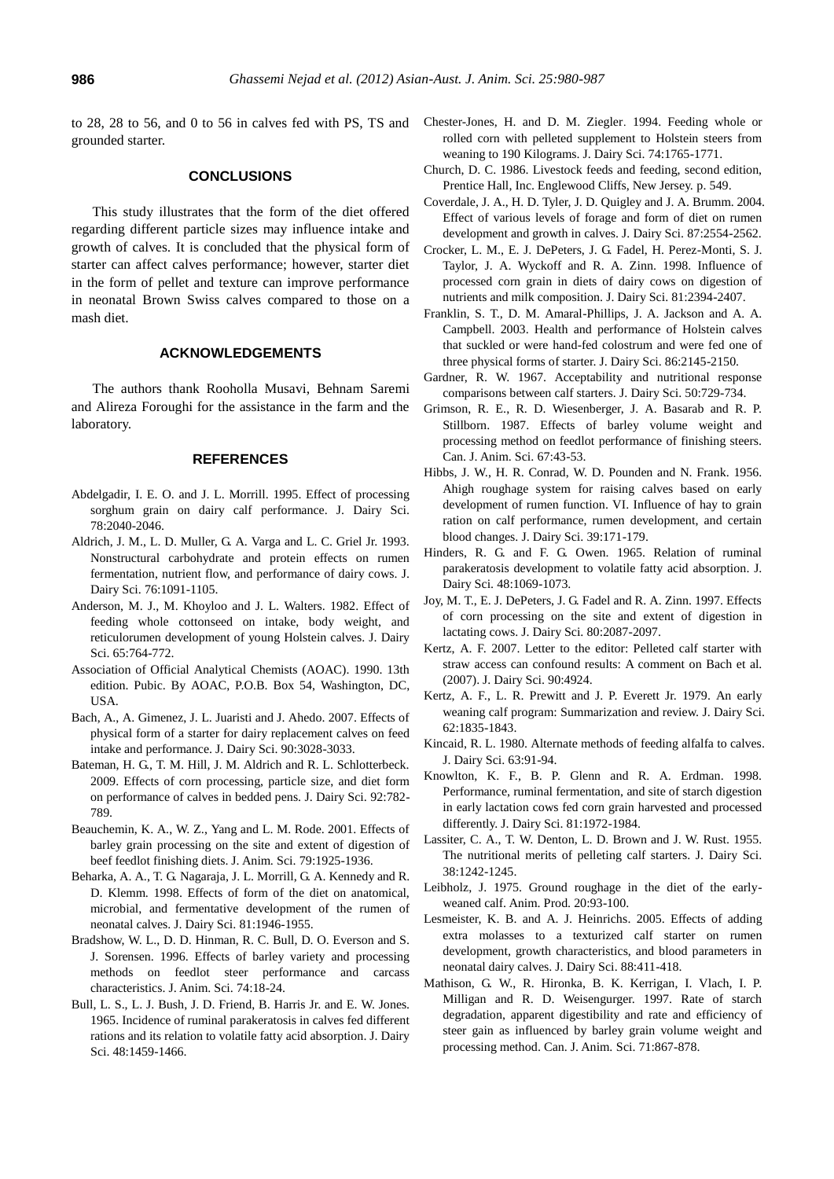to 28, 28 to 56, and 0 to 56 in calves fed with PS, TS and grounded starter.

## CONCLUSIONS

This study illustrates that the form of the diet offered regarding different particle sizes may influence intake and growth of calves. It is concluded that the physical form of starter can affect calves performance; however, starter diet in the form of pellet and texture can improve performance in neonatal Brown Swiss calves compared to those on a mash diet.

## ACKNOWLEDGEMENTS

The authors thank Rooholla Musavi, Behnam Saremi and Alireza Foroughi for the assistance in the farm and the laboratory.

## REFERENCES

Abdelgadir, I. E. O. and J. L. Morrill. 1995. Effect of processing sorghum grain on dairy calf performance. J. Dairy Sci. 78:2040-2046.

Aldrich, J. M., L. D. Muller, G. A. Varga and L. C. Griel Jr. 1993. Nonstructural carbohydrate and protein effects on rumen fermentation, nutrient flow, and performance of dairy cows. J. Dairy Sci. 76:1091-1105.

Anderson, M. J., M. Khoyloo and J. L. Walters. 1982. Effect of feeding whole cottonseed on intake, body weight, and reticulorumen development of young Holstein calves. J. Dairy Sci. 65:764-772.

Association of Official Analytical Chemists (AOAC). 1990. 13th edition. Pubic. By AOAC, P.O.B. Box 54, Washington, DC, USA.

Bach, A., A. Gimenez, J. L. Juaristi and J. Ahedo. 2007. Effects of physical form of a starter for dairy replacement calves on feed intake and performance. J. Dairy Sci. 90:3028-3033.

Bateman, H. G., T. M. Hill, J. M. Aldrich and R. L. Schlotterbeck. 2009. Effects of corn processing, particle size, and diet form on performance of calves in bedded pens. J. Dairy Sci. 92:782-789.

Beauchemin, K. A., W. Z., Yang and L. M. Rode. 2001. Effects of barley grain processing on the site and extent of digestion of beef feedlot finishing diets. J. Anim. Sci. 79:1925-1936.

Beharka, A. A., T. G. Nagaraja, J. L. Morrill, G. A. Kennedy and R. D. Klemm. 1998. Effects of form of the diet on anatomical, microbial, and fermentative development of the rumen of neonatal calves. J. Dairy Sci. 81:1946-1955.

Bradshow, W. L., D. D. Hinman, R. C. Bull, D. O. Everson and S. J. Sorensen. 1996. Effects of barley variety and processing methods on feedlot steer performance and carcass characteristics. J. Anim. Sci. 74:18-24.

Bull, L. S., L. J. Bush, J. D. Friend, B. Harris Jr. and E. W. Jones. 1965. Incidence of ruminal parakeratosis in calves fed different rations and its relation to volatile fatty acid absorption. J. Dairy Sci. 48:1459-1466.

Chester-Jones, H. and D. M. Ziegler. 1994. Feeding whole or rolled corn with pelleted supplement to Holstein steers from weaning to 190 Kilograms. J. Dairy Sci. 74:1765-1771.

Church, D. C. 1986. Livestock feeds and feeding, second edition, Prentice Hall, Inc. Englewood Cliffs, New Jersey. p. 549.

Coverdale, J. A., H. D. Tyler, J. D. Quigley and J. A. Brumm. 2004. Effect of various levels of forage and form of diet on rumen development and growth in calves. J. Dairy Sci. 87:2554-2562.

Crocker, L. M., E. J. DePeters, J. G. Fadel, H. Perez-Monti, S. J. Taylor, J. A. Wyckoff and R. A. Zinn. 1998. Influence of processed corn grain in diets of dairy cows on digestion of nutrients and milk composition. J. Dairy Sci. 81:2394-2407.

Franklin, S. T., D. M. Amaral-Phillips, J. A. Jackson and A. A. Campbell. 2003. Health and performance of Holstein calves that suckled or were hand-fed colostrum and were fed one of three physical forms of starter. J. Dairy Sci. 86:2145-2150.

Gardner, R. W. 1967. Acceptability and nutritional response comparisons between calf starters. J. Dairy Sci. 50:729-734.

Grimson, R. E., R. D. Wiesenberger, J. A. Basarab and R. P. Stillborn. 1987. Effects of barley volume weight and processing method on feedlot performance of finishing steers. Can. J. Anim. Sci. 67:43-53.

Hibbs, J. W., H. R. Conrad, W. D. Pounden and N. Frank. 1956. Ahigh roughage system for raising calves based on early development of rumen function. VI. Influence of hay to grain ration on calf performance, rumen development, and certain blood changes. J. Dairy Sci. 39:171-179.

Hinders, R. G. and F. G. Owen. 1965. Relation of ruminal parakeratosis development to volatile fatty acid absorption. J. Dairy Sci. 48:1069-1073.

Joy, M. T., E. J. DePeters, J. G. Fadel and R. A. Zinn. 1997. Effects of corn processing on the site and extent of digestion in lactating cows. J. Dairy Sci. 80:2087-2097.

Kertz, A. F. 2007. Letter to the editor: Pelleted calf starter with straw access can confound results: A comment on Bach et al. (2007). J. Dairy Sci. 90:4924.

Kertz, A. F., L. R. Prewitt and J. P. Everett Jr. 1979. An early weaning calf program: Summarization and review. J. Dairy Sci. 62:1835-1843.

Kincaid, R. L. 1980. Alternate methods of feeding alfalfa to calves. J. Dairy Sci. 63:91-94.

Knowlton, K. F., B. P. Glenn and R. A. Erdman. 1998. Performance, ruminal fermentation, and site of starch digestion in early lactation cows fed corn grain harvested and processed differently. J. Dairy Sci. 81:1972-1984.

Lassiter, C. A., T. W. Denton, L. D. Brown and J. W. Rust. 1955. The nutritional merits of pelleting calf starters. J. Dairy Sci. 38:1242-1245.

Leibholz, J. 1975. Ground roughage in the diet of the early-weaned calf. Anim. Prod. 20:93-100.

Lesmeister, K. B. and A. J. Heinrichs. 2005. Effects of adding extra molasses to a texturized calf starter on rumen development, growth characteristics, and blood parameters in neonatal dairy calves. J. Dairy Sci. 88:411-418.

Mathison, G. W., R. Hironka, B. K. Kerrigan, I. Vlach, I. P. Milligan and R. D. Weisengurger. 1997. Rate of starch degradation, apparent digestibility and rate and efficiency of steer gain as influenced by barley grain volume weight and processing method. Can. J. Anim. Sci. 71:867-878.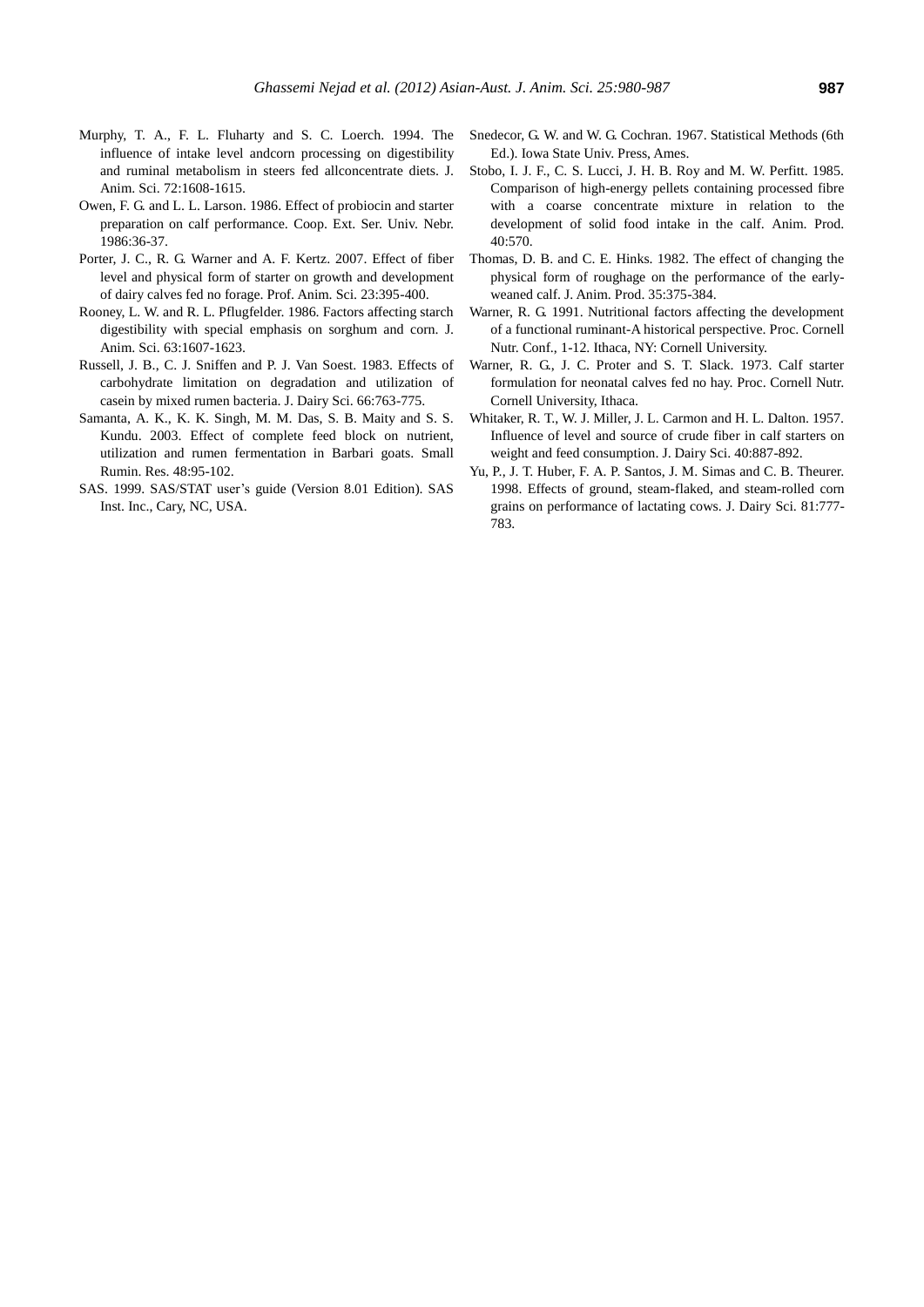Murphy, T. A., F. L. Fluharty and S. C. Loerch. 1994. The influence of intake level andcorn processing on digestibility and ruminal metabolism in steers fed allconcentrate diets. J. Anim. Sci. 72:1608-1615.

Owen, F. G. and L. L. Larson. 1986. Effect of probiocin and starter preparation on calf performance. Coop. Ext. Ser. Univ. Nebr. 1986:36-37.

Porter, J. C., R. G. Warner and A. F. Kertz. 2007. Effect of fiber level and physical form of starter on growth and development of dairy calves fed no forage. Prof. Anim. Sci. 23:395-400.

Rooney, L. W. and R. L. Pflugfelder. 1986. Factors affecting starch digestibility with special emphasis on sorghum and corn. J. Anim. Sci. 63:1607-1623.

Russell, J. B., C. J. Sniffen and P. J. Van Soest. 1983. Effects of carbohydrate limitation on degradation and utilization of casein by mixed rumen bacteria. J. Dairy Sci. 66:763-775.

Samanta, A. K., K. K. Singh, M. M. Das, S. B. Maity and S. S. Kundu. 2003. Effect of complete feed block on nutrient, utilization and rumen fermentation in Barbari goats. Small Rumin. Res. 48:95-102.

SAS. 1999. SAS/STAT user's guide (Version 8.01 Edition). SAS Inst. Inc., Cary, NC, USA.

Snedecor, G. W. and W. G. Cochran. 1967. Statistical Methods (6th Ed.). Iowa State Univ. Press, Ames.

Stobo, I. J. F., C. S. Lucci, J. H. B. Roy and M. W. Perfitt. 1985. Comparison of high-energy pellets containing processed fibre with a coarse concentrate mixture in relation to the development of solid food intake in the calf. Anim. Prod. 40:570.

Thomas, D. B. and C. E. Hinks. 1982. The effect of changing the physical form of roughage on the performance of the early-weaned calf. J. Anim. Prod. 35:375-384.

Warner, R. G. 1991. Nutritional factors affecting the development of a functional ruminant-A historical perspective. Proc. Cornell Nutr. Conf., 1-12. Ithaca, NY: Cornell University.

Warner, R. G., J. C. Proter and S. T. Slack. 1973. Calf starter formulation for neonatal calves fed no hay. Proc. Cornell Nutr. Cornell University, Ithaca.

Whitaker, R. T., W. J. Miller, J. L. Carmon and H. L. Dalton. 1957. Influence of level and source of crude fiber in calf starters on weight and feed consumption. J. Dairy Sci. 40:887-892.

Yu, P., J. T. Huber, F. A. P. Santos, J. M. Simas and C. B. Theurer. 1998. Effects of ground, steam-flaked, and steam-rolled corn grains on performance of lactating cows. J. Dairy Sci. 81:777-783.